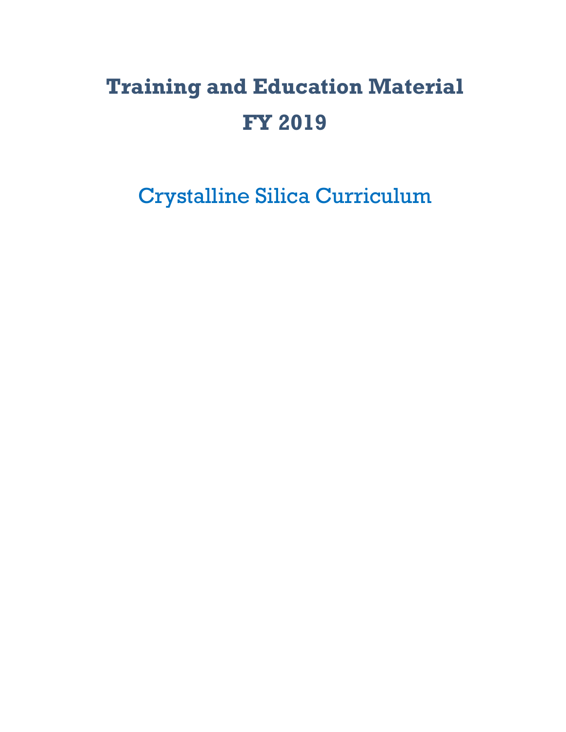# Training and Education Material

# FY 2019

## Crystalline Silica Curriculum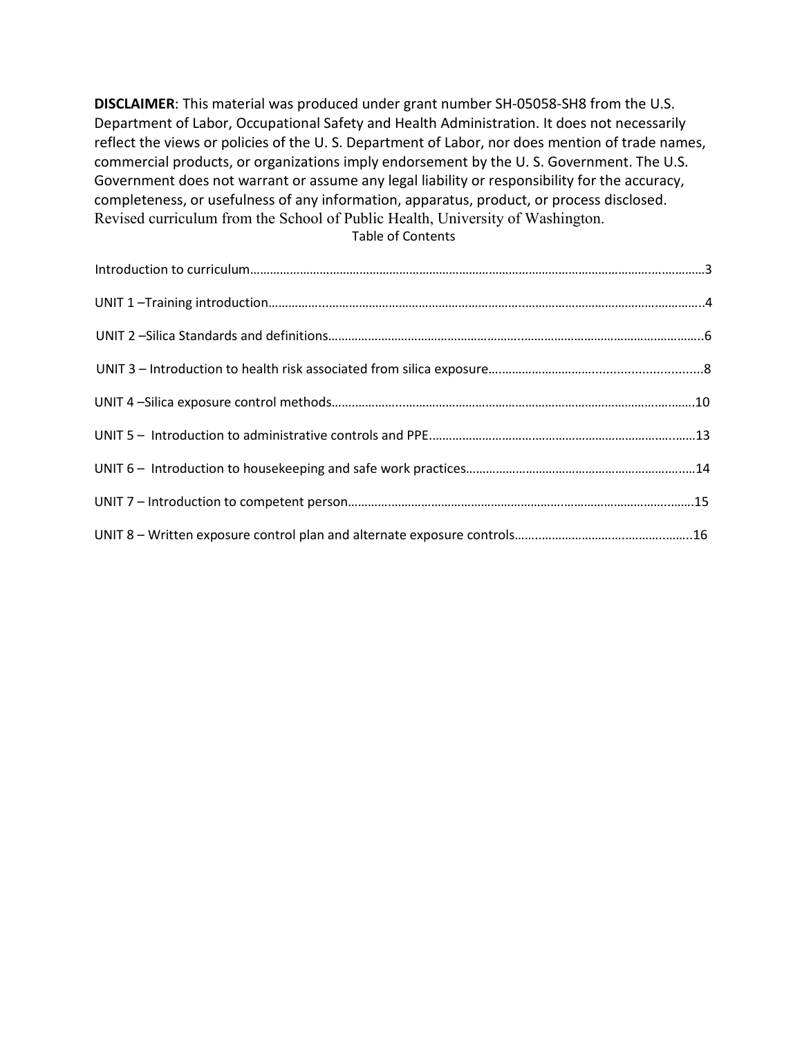**DISCLAIMER**: This material was produced under grant number SH-05058-SH8 from the U.S. Department of Labor, Occupational Safety and Health Administration. It does not necessarily reflect the views or policies of the U. S. Department of Labor, nor does mention of trade names, commercial products, or organizations imply endorsement by the U. S. Government. The U.S. Government does not warrant or assume any legal liability or responsibility for the accuracy, completeness, or usefulness of any information, apparatus, product, or process disclosed. Revised curriculum from the School of Public Health, University of Washington.

Table of Contents

Introduction to curriculum……………………………………………………………………………………………………………………3

UNIT 1 –Training introduction……………………………………………………………………………………………………………..4

UNIT 2 –Silica Standards and definitions…………………………………………………………………………………………….6

UNIT 3 – Introduction to health risk associated from silica exposure………………………………………………………8

UNIT 4 –Silica exposure control methods……………………………………………………………………………………………10

UNIT 5 – Introduction to administrative controls and PPE……………………………………………………………………13

UNIT 6 – Introduction to housekeeping and safe work practices……………………………………………………………14

UNIT 7 – Introduction to competent person…………………………………………………………………………………………15

UNIT 8 – Written exposure control plan and alternate exposure controls………………………………………………16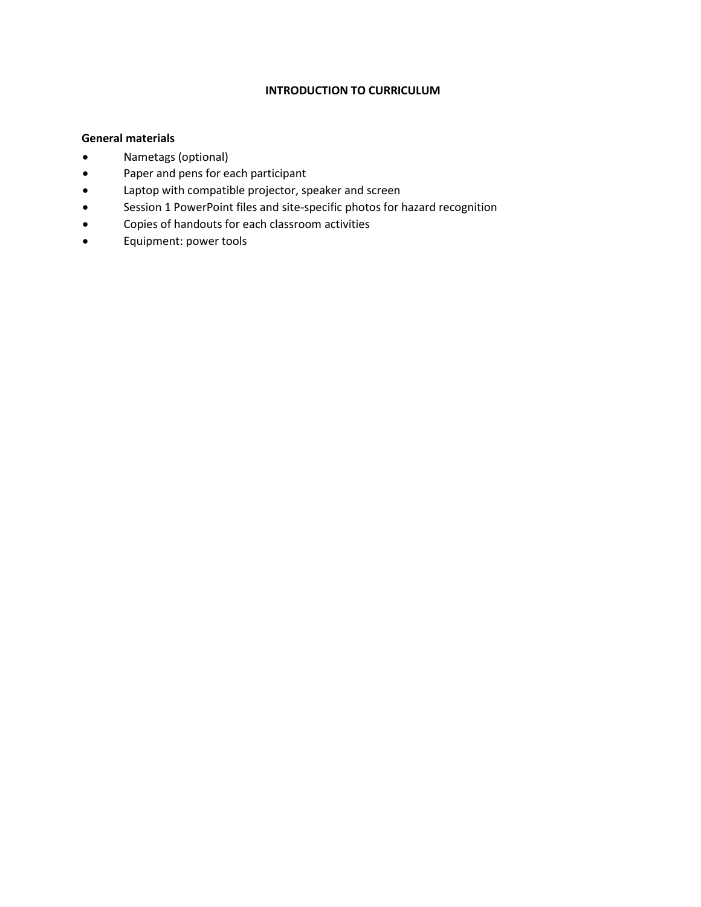# INTRODUCTION TO CURRICULUM

**General materials**

- Nametags (optional)
- Paper and pens for each participant
- Laptop with compatible projector, speaker and screen
- Session 1 PowerPoint files and site-specific photos for hazard recognition
- Copies of handouts for each classroom activities
- Equipment: power tools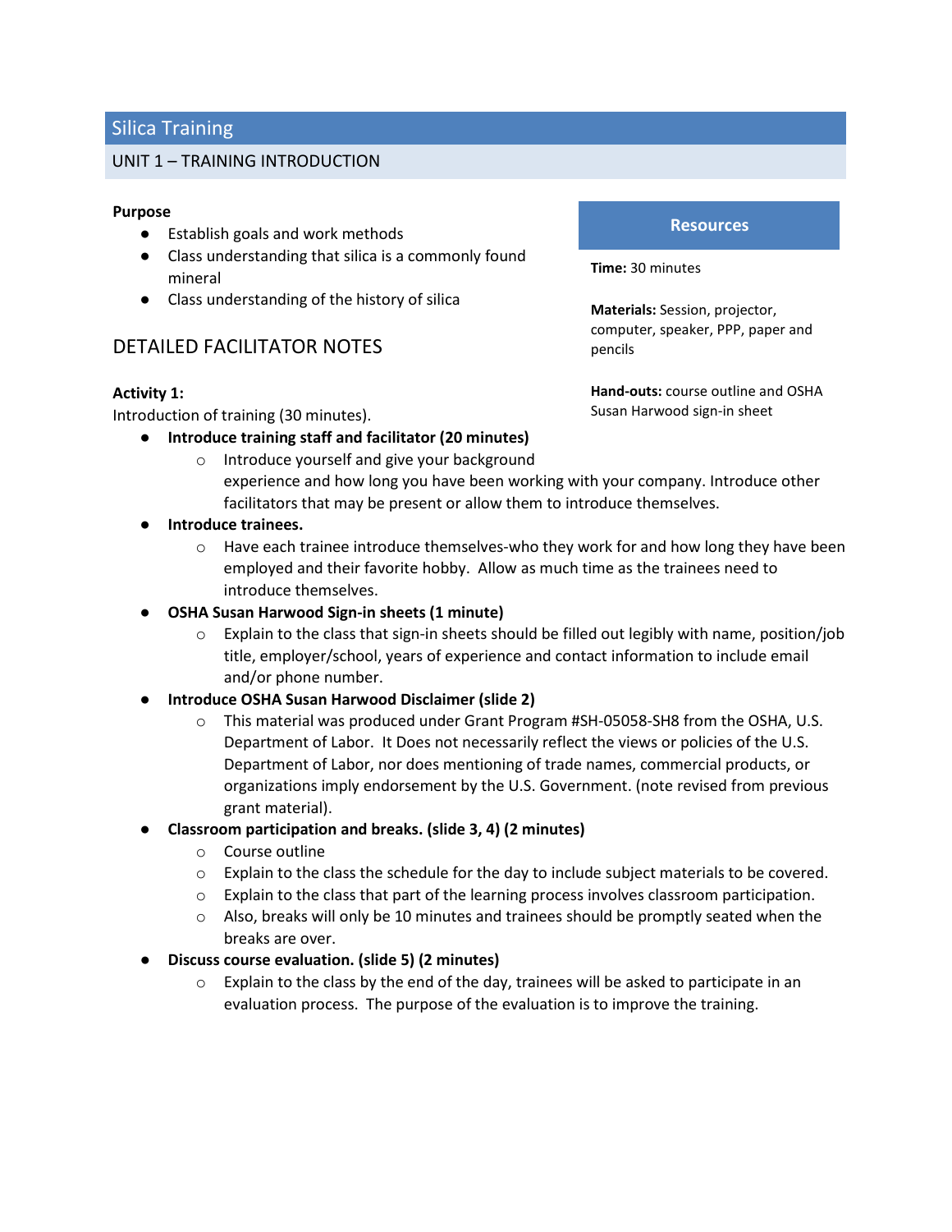# Silica Training

## UNIT 1 – TRAINING INTRODUCTION

**Purpose**

- Establish goals and work methods
- Class understanding that silica is a commonly found mineral
- Class understanding of the history of silica

### Resources

**Time:** 30 minutes

**Materials:** Session, projector, computer, speaker, PPP, paper and pencils

**Hand-outs:** course outline and OSHA Susan Harwood sign-in sheet

## DETAILED FACILITATOR NOTES

**Activity 1:**

Introduction of training (30 minutes).

- **Introduce training staff and facilitator (20 minutes)**
  - Introduce yourself and give your background experience and how long you have been working with your company. Introduce other facilitators that may be present or allow them to introduce themselves.
- **Introduce trainees.**
  - Have each trainee introduce themselves-who they work for and how long they have been employed and their favorite hobby. Allow as much time as the trainees need to introduce themselves.
- **OSHA Susan Harwood Sign-in sheets (1 minute)**
  - Explain to the class that sign-in sheets should be filled out legibly with name, position/job title, employer/school, years of experience and contact information to include email and/or phone number.
- **Introduce OSHA Susan Harwood Disclaimer (slide 2)**
  - This material was produced under Grant Program #SH-05058-SH8 from the OSHA, U.S. Department of Labor. It Does not necessarily reflect the views or policies of the U.S. Department of Labor, nor does mentioning of trade names, commercial products, or organizations imply endorsement by the U.S. Government. (note revised from previous grant material).
- **Classroom participation and breaks. (slide 3, 4) (2 minutes)**
  - Course outline
  - Explain to the class the schedule for the day to include subject materials to be covered.
  - Explain to the class that part of the learning process involves classroom participation.
  - Also, breaks will only be 10 minutes and trainees should be promptly seated when the breaks are over.
- **Discuss course evaluation. (slide 5) (2 minutes)**
  - Explain to the class by the end of the day, trainees will be asked to participate in an evaluation process. The purpose of the evaluation is to improve the training.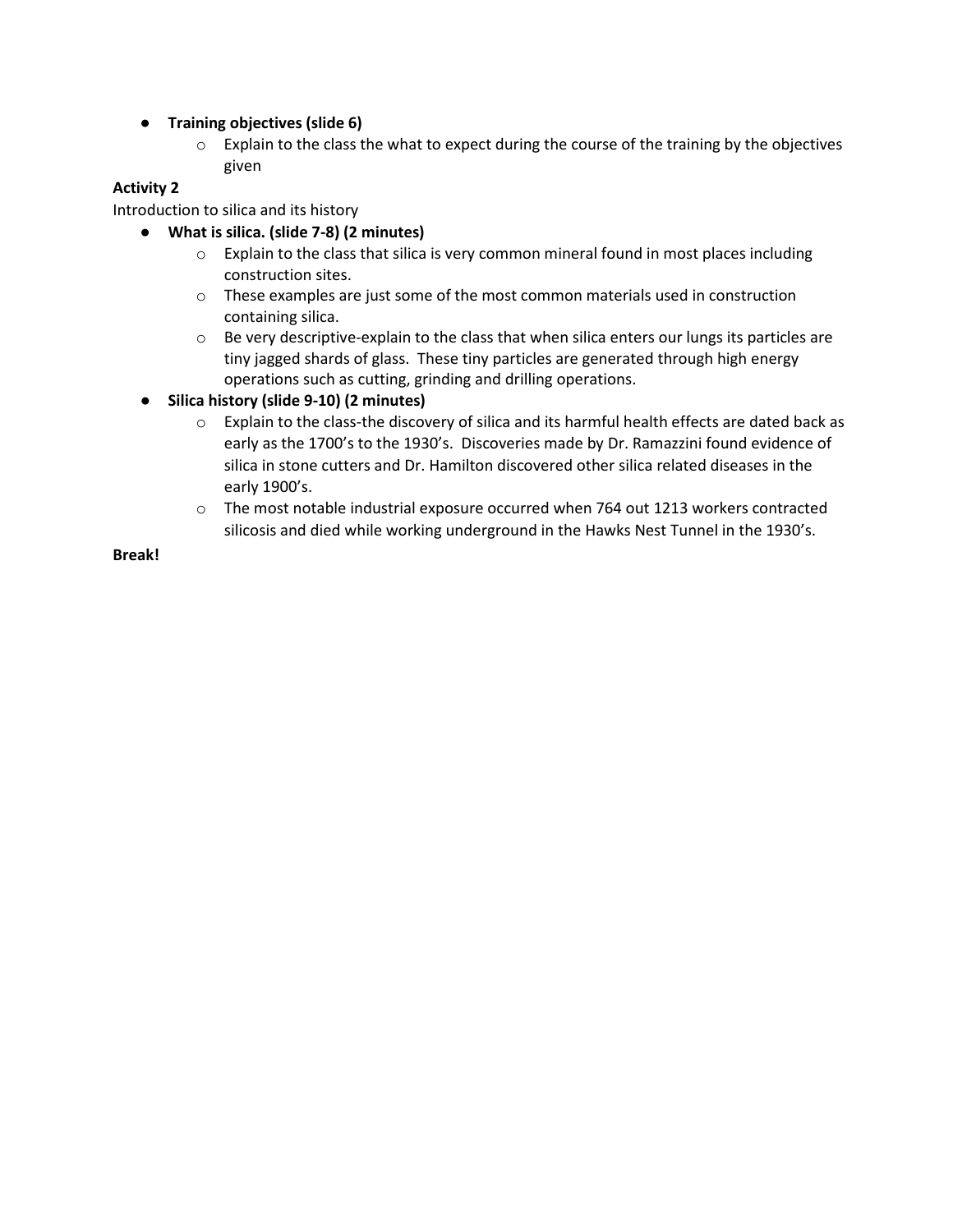- **Training objectives (slide 6)**
    - Explain to the class the what to expect during the course of the training by the objectives given

**Activity 2**

Introduction to silica and its history

- **What is silica. (slide 7-8) (2 minutes)**
    - Explain to the class that silica is very common mineral found in most places including construction sites.
    - These examples are just some of the most common materials used in construction containing silica.
    - Be very descriptive-explain to the class that when silica enters our lungs its particles are tiny jagged shards of glass. These tiny particles are generated through high energy operations such as cutting, grinding and drilling operations.
- **Silica history (slide 9-10) (2 minutes)**
    - Explain to the class-the discovery of silica and its harmful health effects are dated back as early as the 1700's to the 1930's. Discoveries made by Dr. Ramazzini found evidence of silica in stone cutters and Dr. Hamilton discovered other silica related diseases in the early 1900's.
    - The most notable industrial exposure occurred when 764 out 1213 workers contracted silicosis and died while working underground in the Hawks Nest Tunnel in the 1930's.

**Break!**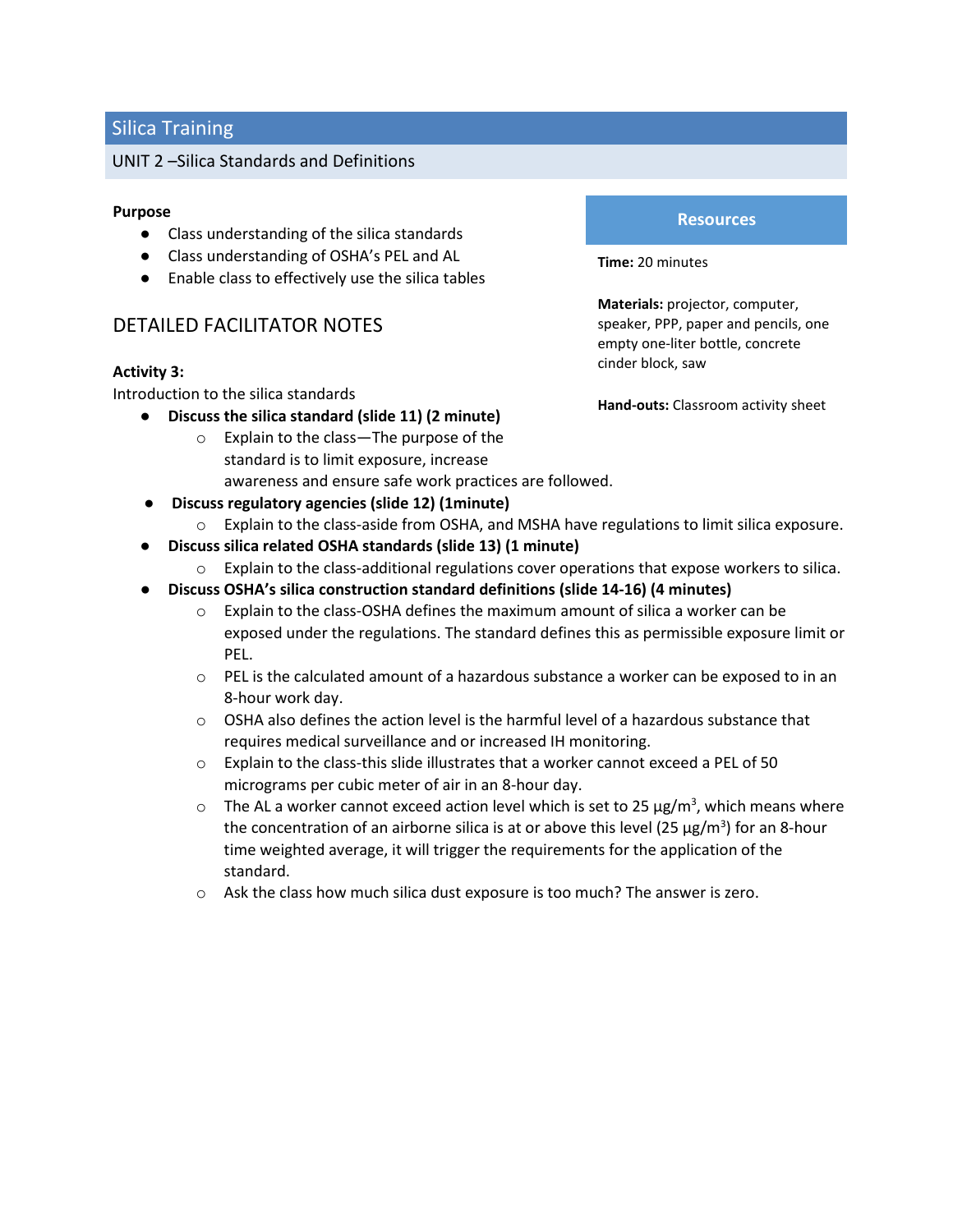## Silica Training

### UNIT 2 –Silica Standards and Definitions

**Purpose**

- Class understanding of the silica standards
- Class understanding of OSHA's PEL and AL
- Enable class to effectively use the silica tables

**Resources**

**Time:** 20 minutes

**Materials:** projector, computer, speaker, PPP, paper and pencils, one empty one-liter bottle, concrete cinder block, saw

**Hand-outs:** Classroom activity sheet

## DETAILED FACILITATOR NOTES

**Activity 3:**

Introduction to the silica standards

- **Discuss the silica standard (slide 11) (2 minute)**
  - Explain to the class—The purpose of the standard is to limit exposure, increase awareness and ensure safe work practices are followed.
- **Discuss regulatory agencies (slide 12) (1minute)**
  - Explain to the class-aside from OSHA, and MSHA have regulations to limit silica exposure.
- **Discuss silica related OSHA standards (slide 13) (1 minute)**
  - Explain to the class-additional regulations cover operations that expose workers to silica.
- **Discuss OSHA's silica construction standard definitions (slide 14-16) (4 minutes)**
  - Explain to the class-OSHA defines the maximum amount of silica a worker can be exposed under the regulations. The standard defines this as permissible exposure limit or PEL.
  - PEL is the calculated amount of a hazardous substance a worker can be exposed to in an 8-hour work day.
  - OSHA also defines the action level is the harmful level of a hazardous substance that requires medical surveillance and or increased IH monitoring.
  - Explain to the class-this slide illustrates that a worker cannot exceed a PEL of 50 micrograms per cubic meter of air in an 8-hour day.
  - The AL a worker cannot exceed action level which is set to 25 $\mu g/m^3$, which means where the concentration of an airborne silica is at or above this level (25 $\mu g/m^3$) for an 8-hour time weighted average, it will trigger the requirements for the application of the standard.
  - Ask the class how much silica dust exposure is too much? The answer is zero.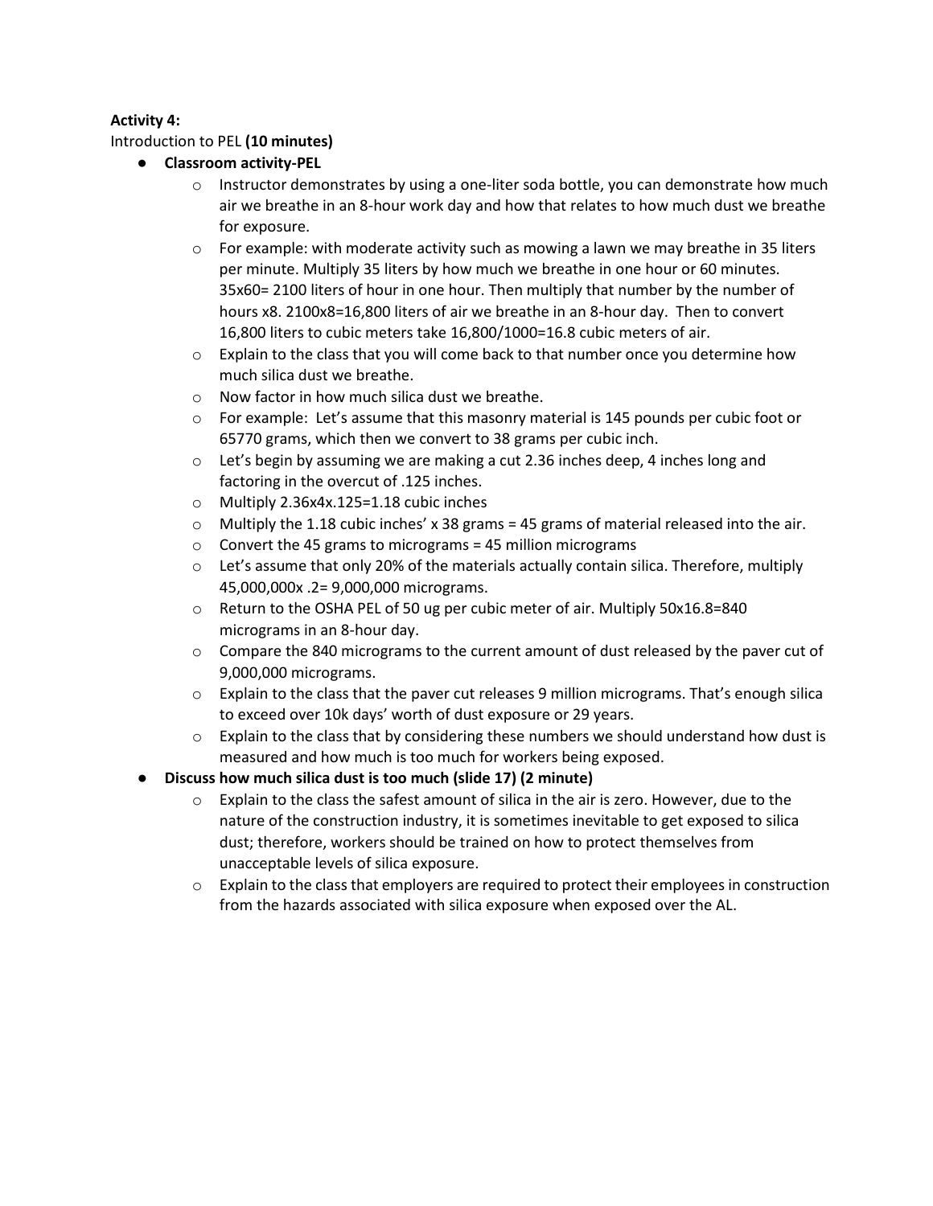**Activity 4:**

Introduction to PEL **(10 minutes)**

- **Classroom activity-PEL**
  - Instructor demonstrates by using a one-liter soda bottle, you can demonstrate how much air we breathe in an 8-hour work day and how that relates to how much dust we breathe for exposure.
  - For example: with moderate activity such as mowing a lawn we may breathe in 35 liters per minute. Multiply 35 liters by how much we breathe in one hour or 60 minutes. 35x60= 2100 liters of hour in one hour. Then multiply that number by the number of hours x8. 2100x8=16,800 liters of air we breathe in an 8-hour day. Then to convert 16,800 liters to cubic meters take 16,800/1000=16.8 cubic meters of air.
  - Explain to the class that you will come back to that number once you determine how much silica dust we breathe.
  - Now factor in how much silica dust we breathe.
  - For example: Let's assume that this masonry material is 145 pounds per cubic foot or 65770 grams, which then we convert to 38 grams per cubic inch.
  - Let's begin by assuming we are making a cut 2.36 inches deep, 4 inches long and factoring in the overcut of .125 inches.
  - Multiply 2.36x4x.125=1.18 cubic inches
  - Multiply the 1.18 cubic inches' x 38 grams = 45 grams of material released into the air.
  - Convert the 45 grams to micrograms = 45 million micrograms
  - Let's assume that only 20% of the materials actually contain silica. Therefore, multiply 45,000,000x .2= 9,000,000 micrograms.
  - Return to the OSHA PEL of 50 ug per cubic meter of air. Multiply 50x16.8=840 micrograms in an 8-hour day.
  - Compare the 840 micrograms to the current amount of dust released by the paver cut of 9,000,000 micrograms.
  - Explain to the class that the paver cut releases 9 million micrograms. That's enough silica to exceed over 10k days' worth of dust exposure or 29 years.
  - Explain to the class that by considering these numbers we should understand how dust is measured and how much is too much for workers being exposed.
- **Discuss how much silica dust is too much (slide 17) (2 minute)**
  - Explain to the class the safest amount of silica in the air is zero. However, due to the nature of the construction industry, it is sometimes inevitable to get exposed to silica dust; therefore, workers should be trained on how to protect themselves from unacceptable levels of silica exposure.
  - Explain to the class that employers are required to protect their employees in construction from the hazards associated with silica exposure when exposed over the AL.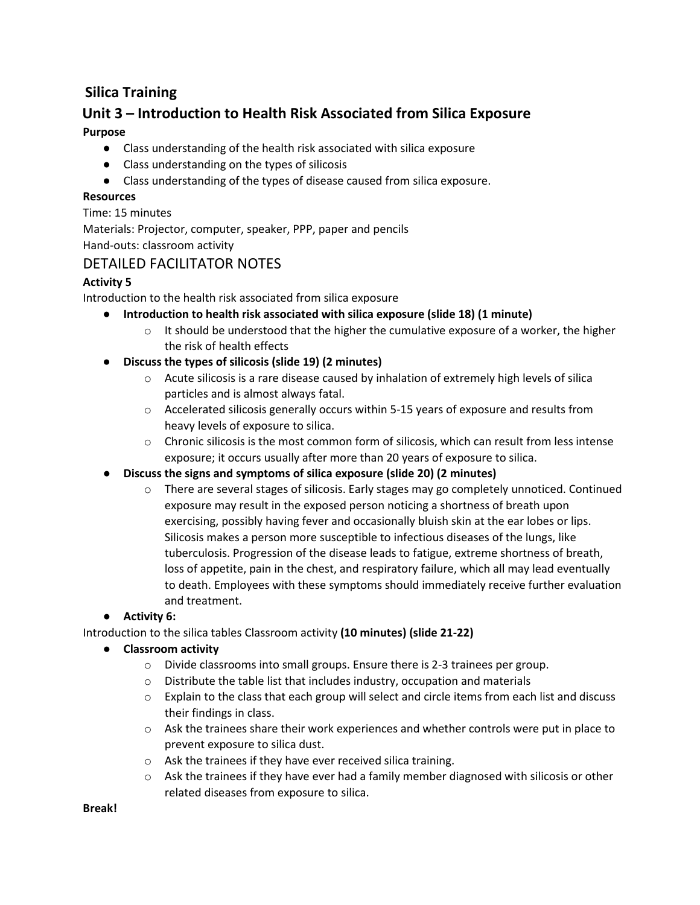## Silica Training

## Unit 3 – Introduction to Health Risk Associated from Silica Exposure

**Purpose**

- Class understanding of the health risk associated with silica exposure
- Class understanding on the types of silicosis
- Class understanding of the types of disease caused from silica exposure.

**Resources**

Time: 15 minutes

Materials: Projector, computer, speaker, PPP, paper and pencils

Hand-outs: classroom activity

## DETAILED FACILITATOR NOTES

**Activity 5**

Introduction to the health risk associated from silica exposure

- **Introduction to health risk associated with silica exposure (slide 18) (1 minute)**
  - It should be understood that the higher the cumulative exposure of a worker, the higher the risk of health effects
- **Discuss the types of silicosis (slide 19) (2 minutes)**
  - Acute silicosis is a rare disease caused by inhalation of extremely high levels of silica particles and is almost always fatal.
  - Accelerated silicosis generally occurs within 5-15 years of exposure and results from heavy levels of exposure to silica.
  - Chronic silicosis is the most common form of silicosis, which can result from less intense exposure; it occurs usually after more than 20 years of exposure to silica.
- **Discuss the signs and symptoms of silica exposure (slide 20) (2 minutes)**
  - There are several stages of silicosis. Early stages may go completely unnoticed. Continued exposure may result in the exposed person noticing a shortness of breath upon exercising, possibly having fever and occasionally bluish skin at the ear lobes or lips. Silicosis makes a person more susceptible to infectious diseases of the lungs, like tuberculosis. Progression of the disease leads to fatigue, extreme shortness of breath, loss of appetite, pain in the chest, and respiratory failure, which all may lead eventually to death. Employees with these symptoms should immediately receive further evaluation and treatment.
- **Activity 6:**

Introduction to the silica tables Classroom activity **(10 minutes) (slide 21-22)**

- **Classroom activity**
  - Divide classrooms into small groups. Ensure there is 2-3 trainees per group.
  - Distribute the table list that includes industry, occupation and materials
  - Explain to the class that each group will select and circle items from each list and discuss their findings in class.
  - Ask the trainees share their work experiences and whether controls were put in place to prevent exposure to silica dust.
  - Ask the trainees if they have ever received silica training.
  - Ask the trainees if they have ever had a family member diagnosed with silicosis or other related diseases from exposure to silica.

**Break!**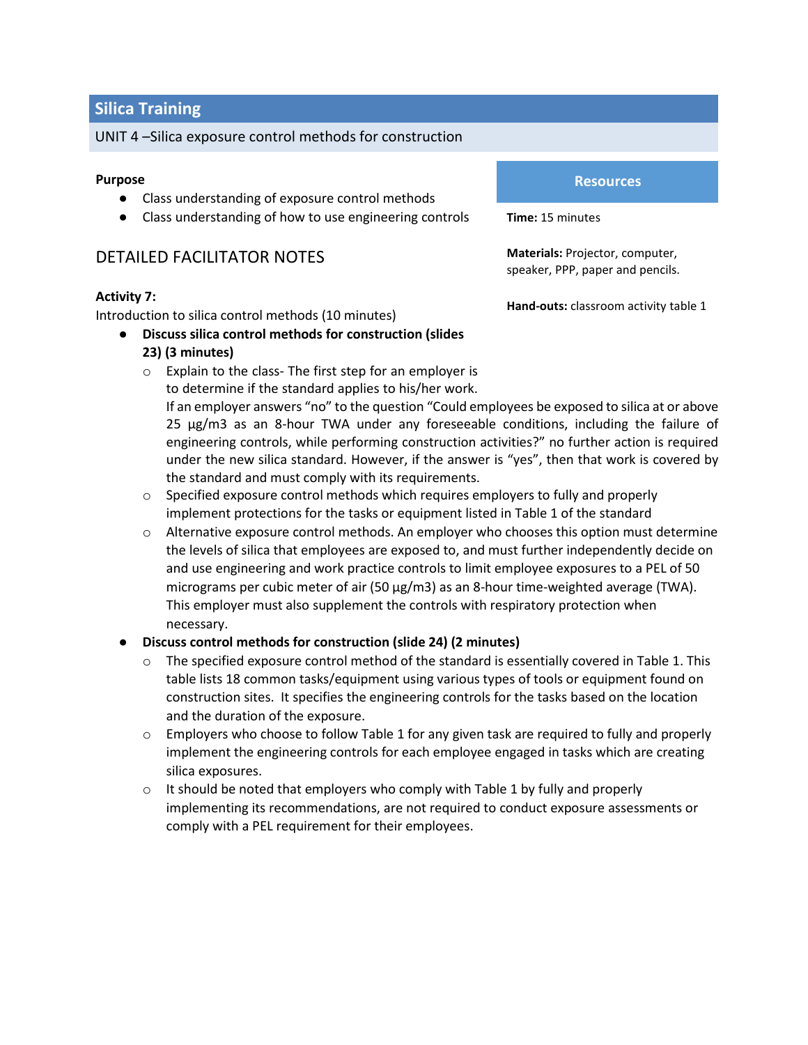## Silica Training

UNIT 4 –Silica exposure control methods for construction

**Purpose**

- Class understanding of exposure control methods
- Class understanding of how to use engineering controls

**Resources**

**Time:** 15 minutes

**Materials:** Projector, computer, speaker, PPP, paper and pencils.

**Hand-outs:** classroom activity table 1

### DETAILED FACILITATOR NOTES

**Activity 7:**
Introduction to silica control methods (10 minutes)

- **Discuss silica control methods for construction (slides 23) (3 minutes)**
    - Explain to the class- The first step for an employer is to determine if the standard applies to his/her work. If an employer answers “no” to the question “Could employees be exposed to silica at or above 25 µg/m3 as an 8-hour TWA under any foreseeable conditions, including the failure of engineering controls, while performing construction activities?” no further action is required under the new silica standard. However, if the answer is “yes”, then that work is covered by the standard and must comply with its requirements.
    - Specified exposure control methods which requires employers to fully and properly implement protections for the tasks or equipment listed in Table 1 of the standard
    - Alternative exposure control methods. An employer who chooses this option must determine the levels of silica that employees are exposed to, and must further independently decide on and use engineering and work practice controls to limit employee exposures to a PEL of 50 micrograms per cubic meter of air (50 µg/m3) as an 8-hour time-weighted average (TWA). This employer must also supplement the controls with respiratory protection when necessary.
- **Discuss control methods for construction (slide 24) (2 minutes)**
    - The specified exposure control method of the standard is essentially covered in Table 1. This table lists 18 common tasks/equipment using various types of tools or equipment found on construction sites. It specifies the engineering controls for the tasks based on the location and the duration of the exposure.
    - Employers who choose to follow Table 1 for any given task are required to fully and properly implement the engineering controls for each employee engaged in tasks which are creating silica exposures.
    - It should be noted that employers who comply with Table 1 by fully and properly implementing its recommendations, are not required to conduct exposure assessments or comply with a PEL requirement for their employees.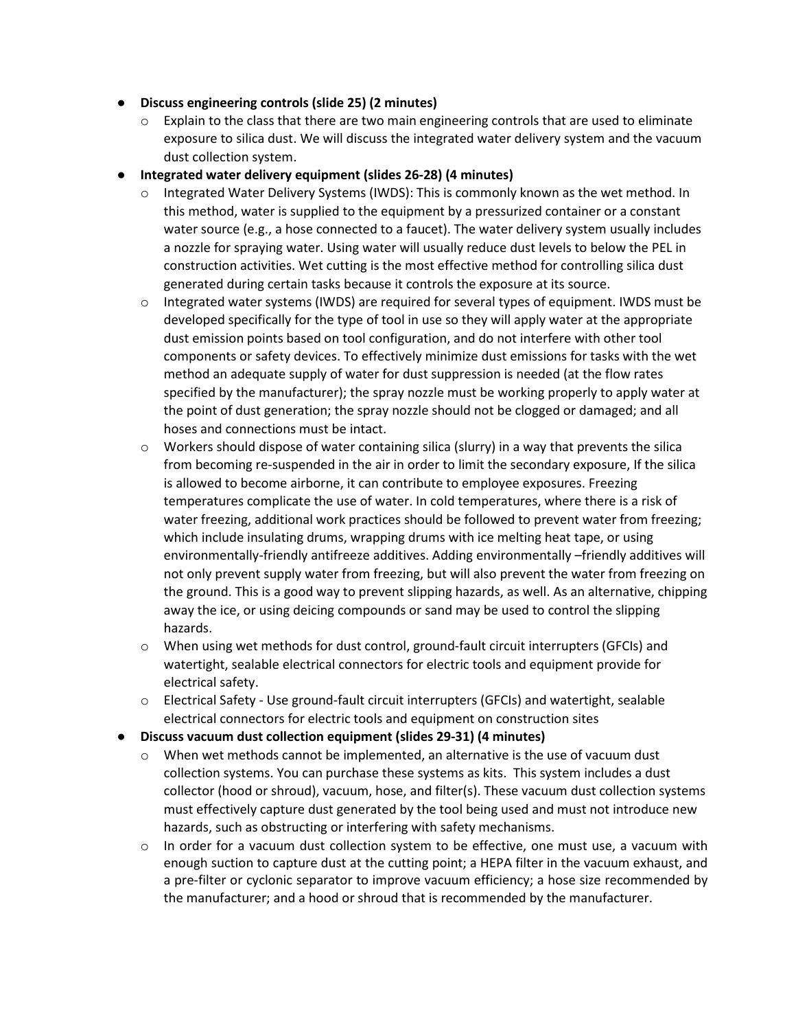- **Discuss engineering controls (slide 25) (2 minutes)**
  - Explain to the class that there are two main engineering controls that are used to eliminate exposure to silica dust. We will discuss the integrated water delivery system and the vacuum dust collection system.
- **Integrated water delivery equipment (slides 26-28) (4 minutes)**
  - Integrated Water Delivery Systems (IWDS): This is commonly known as the wet method. In this method, water is supplied to the equipment by a pressurized container or a constant water source (e.g., a hose connected to a faucet). The water delivery system usually includes a nozzle for spraying water. Using water will usually reduce dust levels to below the PEL in construction activities. Wet cutting is the most effective method for controlling silica dust generated during certain tasks because it controls the exposure at its source.
  - Integrated water systems (IWDS) are required for several types of equipment. IWDS must be developed specifically for the type of tool in use so they will apply water at the appropriate dust emission points based on tool configuration, and do not interfere with other tool components or safety devices. To effectively minimize dust emissions for tasks with the wet method an adequate supply of water for dust suppression is needed (at the flow rates specified by the manufacturer); the spray nozzle must be working properly to apply water at the point of dust generation; the spray nozzle should not be clogged or damaged; and all hoses and connections must be intact.
  - Workers should dispose of water containing silica (slurry) in a way that prevents the silica from becoming re-suspended in the air in order to limit the secondary exposure, If the silica is allowed to become airborne, it can contribute to employee exposures. Freezing temperatures complicate the use of water. In cold temperatures, where there is a risk of water freezing, additional work practices should be followed to prevent water from freezing; which include insulating drums, wrapping drums with ice melting heat tape, or using environmentally-friendly antifreeze additives. Adding environmentally –friendly additives will not only prevent supply water from freezing, but will also prevent the water from freezing on the ground. This is a good way to prevent slipping hazards, as well. As an alternative, chipping away the ice, or using deicing compounds or sand may be used to control the slipping hazards.
  - When using wet methods for dust control, ground-fault circuit interrupters (GFCIs) and watertight, sealable electrical connectors for electric tools and equipment provide for electrical safety.
  - Electrical Safety - Use ground-fault circuit interrupters (GFCIs) and watertight, sealable electrical connectors for electric tools and equipment on construction sites
- **Discuss vacuum dust collection equipment (slides 29-31) (4 minutes)**
  - When wet methods cannot be implemented, an alternative is the use of vacuum dust collection systems. You can purchase these systems as kits. This system includes a dust collector (hood or shroud), vacuum, hose, and filter(s). These vacuum dust collection systems must effectively capture dust generated by the tool being used and must not introduce new hazards, such as obstructing or interfering with safety mechanisms.
  - In order for a vacuum dust collection system to be effective, one must use, a vacuum with enough suction to capture dust at the cutting point; a HEPA filter in the vacuum exhaust, and a pre-filter or cyclonic separator to improve vacuum efficiency; a hose size recommended by the manufacturer; and a hood or shroud that is recommended by the manufacturer.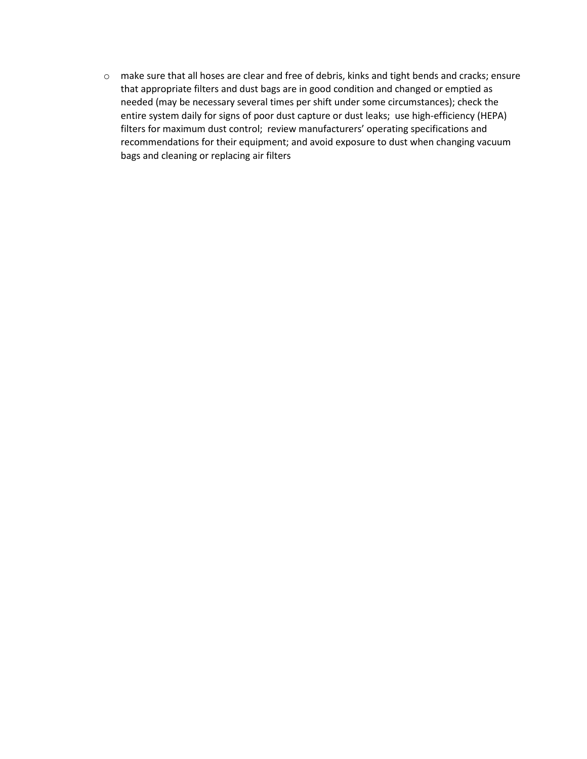- make sure that all hoses are clear and free of debris, kinks and tight bends and cracks; ensure that appropriate filters and dust bags are in good condition and changed or emptied as needed (may be necessary several times per shift under some circumstances); check the entire system daily for signs of poor dust capture or dust leaks;  use high-efficiency (HEPA) filters for maximum dust control;  review manufacturers' operating specifications and recommendations for their equipment; and avoid exposure to dust when changing vacuum bags and cleaning or replacing air filters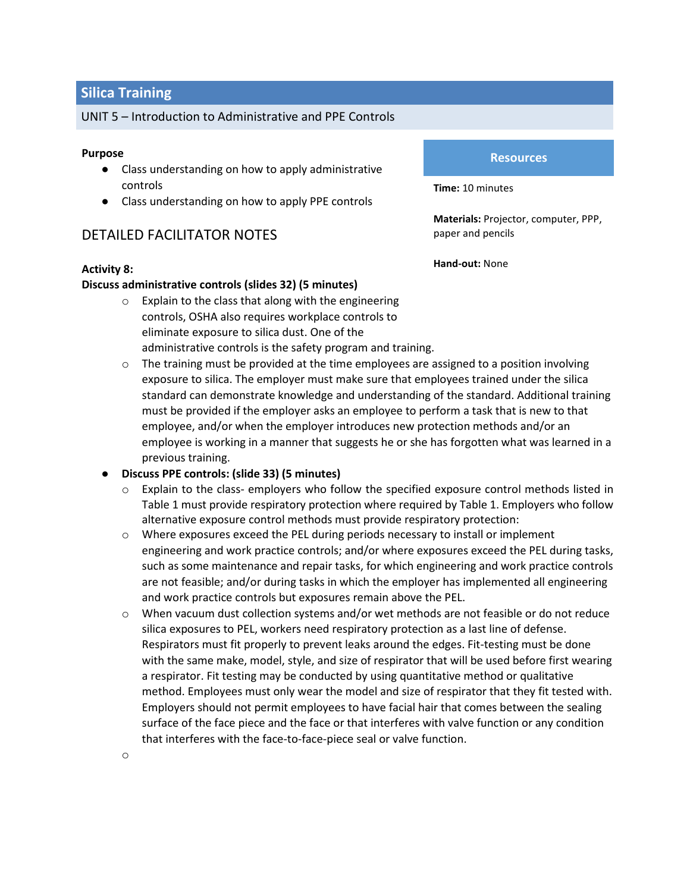## Silica Training

UNIT 5 – Introduction to Administrative and PPE Controls

**Purpose**

- Class understanding on how to apply administrative controls
- Class understanding on how to apply PPE controls

**Resources**

**Time:** 10 minutes

**Materials:** Projector, computer, PPP, paper and pencils

**Hand-out:** None

### DETAILED FACILITATOR NOTES

**Activity 8:**
**Discuss administrative controls (slides 32) (5 minutes)**

- Explain to the class that along with the engineering controls, OSHA also requires workplace controls to eliminate exposure to silica dust. One of the administrative controls is the safety program and training.
- The training must be provided at the time employees are assigned to a position involving exposure to silica. The employer must make sure that employees trained under the silica standard can demonstrate knowledge and understanding of the standard. Additional training must be provided if the employer asks an employee to perform a task that is new to that employee, and/or when the employer introduces new protection methods and/or an employee is working in a manner that suggests he or she has forgotten what was learned in a previous training.

- **Discuss PPE controls: (slide 33) (5 minutes)**
  - Explain to the class- employers who follow the specified exposure control methods listed in Table 1 must provide respiratory protection where required by Table 1. Employers who follow alternative exposure control methods must provide respiratory protection:
  - Where exposures exceed the PEL during periods necessary to install or implement engineering and work practice controls; and/or where exposures exceed the PEL during tasks, such as some maintenance and repair tasks, for which engineering and work practice controls are not feasible; and/or during tasks in which the employer has implemented all engineering and work practice controls but exposures remain above the PEL.
  - When vacuum dust collection systems and/or wet methods are not feasible or do not reduce silica exposures to PEL, workers need respiratory protection as a last line of defense. Respirators must fit properly to prevent leaks around the edges. Fit-testing must be done with the same make, model, style, and size of respirator that will be used before first wearing a respirator. Fit testing may be conducted by using quantitative method or qualitative method. Employees must only wear the model and size of respirator that they fit tested with. Employers should not permit employees to have facial hair that comes between the sealing surface of the face piece and the face or that interferes with valve function or any condition that interferes with the face-to-face-piece seal or valve function.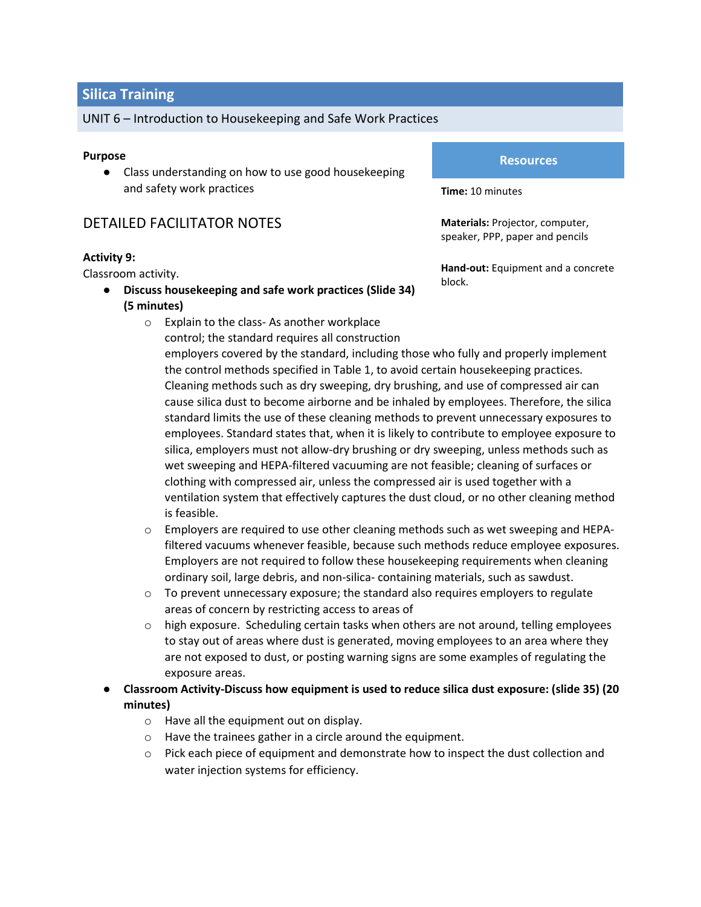## Silica Training

UNIT 6 – Introduction to Housekeeping and Safe Work Practices

**Purpose**

- Class understanding on how to use good housekeeping and safety work practices

### Resources

**Time:** 10 minutes

**Materials:** Projector, computer, speaker, PPP, paper and pencils

**Hand-out:** Equipment and a concrete block.

### DETAILED FACILITATOR NOTES

**Activity 9:**

Classroom activity.

- **Discuss housekeeping and safe work practices (Slide 34) (5 minutes)**
  - Explain to the class- As another workplace control; the standard requires all construction employers covered by the standard, including those who fully and properly implement the control methods specified in Table 1, to avoid certain housekeeping practices. Cleaning methods such as dry sweeping, dry brushing, and use of compressed air can cause silica dust to become airborne and be inhaled by employees. Therefore, the silica standard limits the use of these cleaning methods to prevent unnecessary exposures to employees. Standard states that, when it is likely to contribute to employee exposure to silica, employers must not allow-dry brushing or dry sweeping, unless methods such as wet sweeping and HEPA-filtered vacuuming are not feasible; cleaning of surfaces or clothing with compressed air, unless the compressed air is used together with a ventilation system that effectively captures the dust cloud, or no other cleaning method is feasible.
  - Employers are required to use other cleaning methods such as wet sweeping and HEPA-filtered vacuums whenever feasible, because such methods reduce employee exposures. Employers are not required to follow these housekeeping requirements when cleaning ordinary soil, large debris, and non-silica- containing materials, such as sawdust.
  - To prevent unnecessary exposure; the standard also requires employers to regulate areas of concern by restricting access to areas of
  - high exposure. Scheduling certain tasks when others are not around, telling employees to stay out of areas where dust is generated, moving employees to an area where they are not exposed to dust, or posting warning signs are some examples of regulating the exposure areas.
- **Classroom Activity-Discuss how equipment is used to reduce silica dust exposure: (slide 35) (20 minutes)**
  - Have all the equipment out on display.
  - Have the trainees gather in a circle around the equipment.
  - Pick each piece of equipment and demonstrate how to inspect the dust collection and water injection systems for efficiency.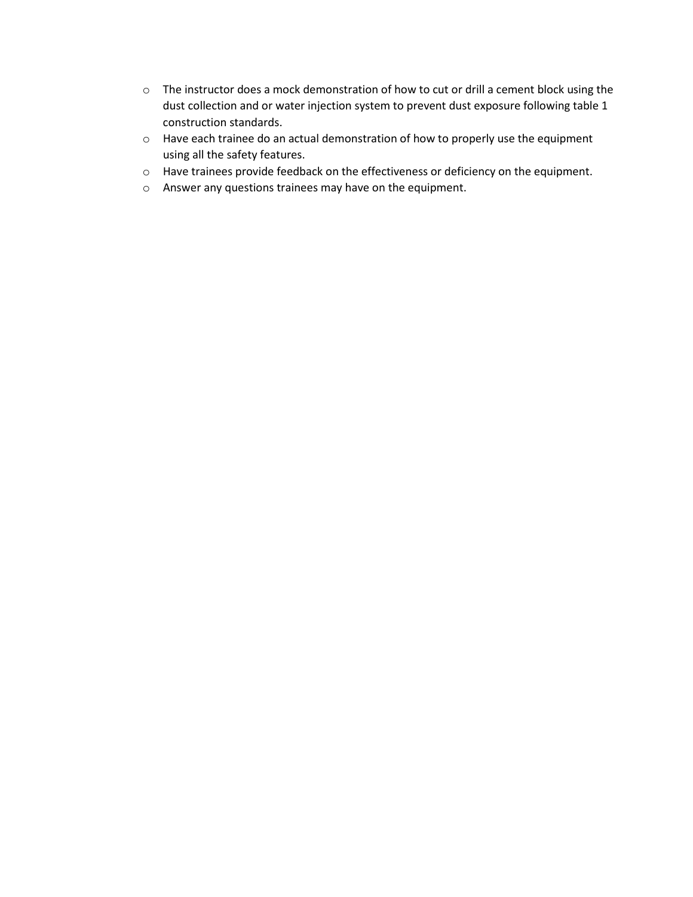- The instructor does a mock demonstration of how to cut or drill a cement block using the dust collection and or water injection system to prevent dust exposure following table 1 construction standards.
- Have each trainee do an actual demonstration of how to properly use the equipment using all the safety features.
- Have trainees provide feedback on the effectiveness or deficiency on the equipment.
- Answer any questions trainees may have on the equipment.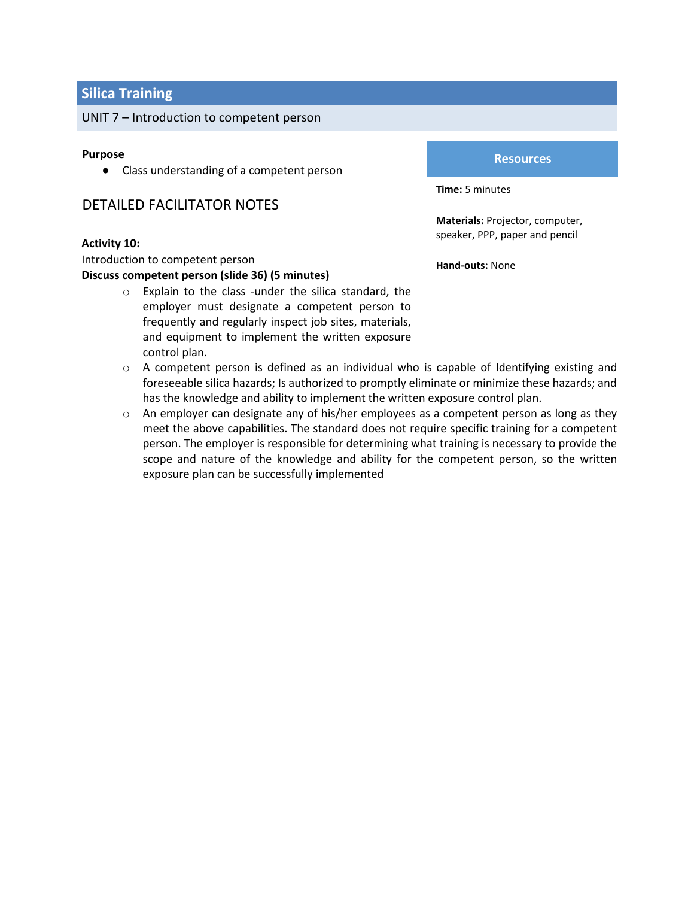## Silica Training

UNIT 7 – Introduction to competent person

**Purpose**

- Class understanding of a competent person

**Resources**

**Time:** 5 minutes

**Materials:** Projector, computer, speaker, PPP, paper and pencil

**Hand-outs:** None

### DETAILED FACILITATOR NOTES

**Activity 10:**

Introduction to competent person

**Discuss competent person (slide 36) (5 minutes)**

- Explain to the class -under the silica standard, the employer must designate a competent person to frequently and regularly inspect job sites, materials, and equipment to implement the written exposure control plan.
- A competent person is defined as an individual who is capable of Identifying existing and foreseeable silica hazards; Is authorized to promptly eliminate or minimize these hazards; and has the knowledge and ability to implement the written exposure control plan.
- An employer can designate any of his/her employees as a competent person as long as they meet the above capabilities. The standard does not require specific training for a competent person. The employer is responsible for determining what training is necessary to provide the scope and nature of the knowledge and ability for the competent person, so the written exposure plan can be successfully implemented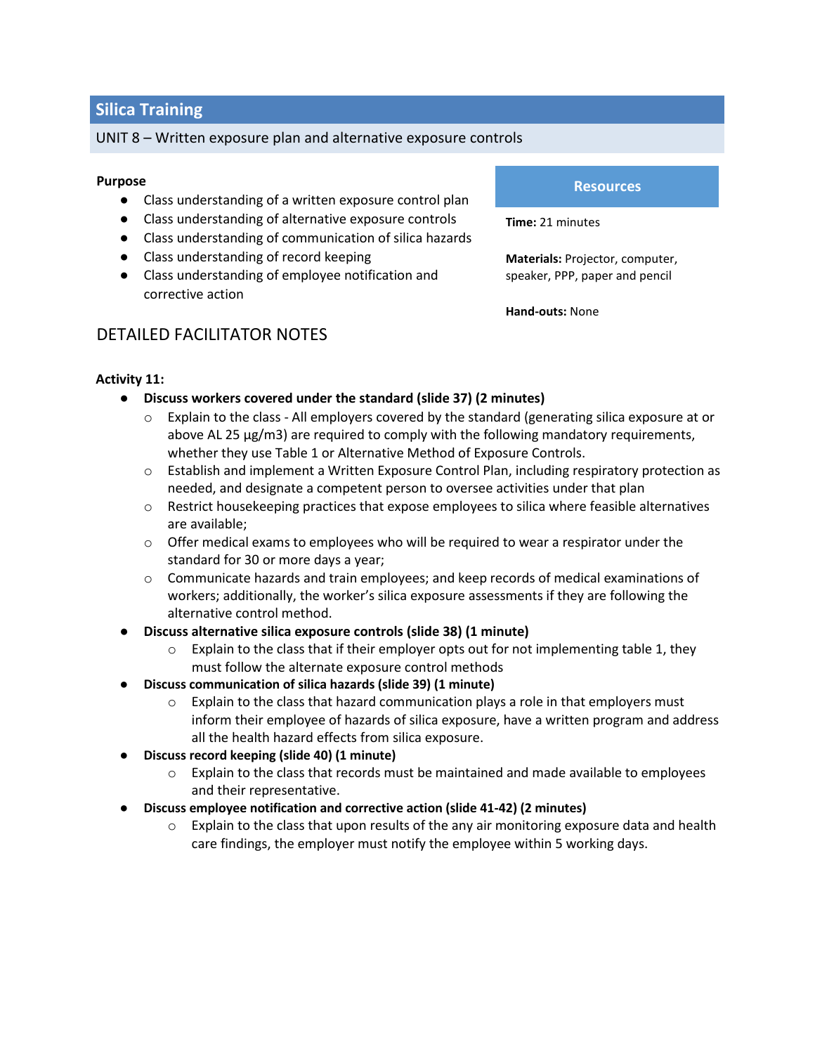## Silica Training

UNIT 8 – Written exposure plan and alternative exposure controls

**Purpose**

- Class understanding of a written exposure control plan
- Class understanding of alternative exposure controls
- Class understanding of communication of silica hazards
- Class understanding of record keeping
- Class understanding of employee notification and corrective action

**Resources**

**Time:** 21 minutes

**Materials:** Projector, computer, speaker, PPP, paper and pencil

**Hand-outs:** None

### DETAILED FACILITATOR NOTES

**Activity 11:**

- **Discuss workers covered under the standard (slide 37) (2 minutes)**
  - Explain to the class - All employers covered by the standard (generating silica exposure at or above AL 25 µg/m3) are required to comply with the following mandatory requirements, whether they use Table 1 or Alternative Method of Exposure Controls.
  - Establish and implement a Written Exposure Control Plan, including respiratory protection as needed, and designate a competent person to oversee activities under that plan
  - Restrict housekeeping practices that expose employees to silica where feasible alternatives are available;
  - Offer medical exams to employees who will be required to wear a respirator under the standard for 30 or more days a year;
  - Communicate hazards and train employees; and keep records of medical examinations of workers; additionally, the worker's silica exposure assessments if they are following the alternative control method.
- **Discuss alternative silica exposure controls (slide 38) (1 minute)**
  - Explain to the class that if their employer opts out for not implementing table 1, they must follow the alternate exposure control methods
- **Discuss communication of silica hazards (slide 39) (1 minute)**
  - Explain to the class that hazard communication plays a role in that employers must inform their employee of hazards of silica exposure, have a written program and address all the health hazard effects from silica exposure.
- **Discuss record keeping (slide 40) (1 minute)**
  - Explain to the class that records must be maintained and made available to employees and their representative.
- **Discuss employee notification and corrective action (slide 41-42) (2 minutes)**
  - Explain to the class that upon results of the any air monitoring exposure data and health care findings, the employer must notify the employee within 5 working days.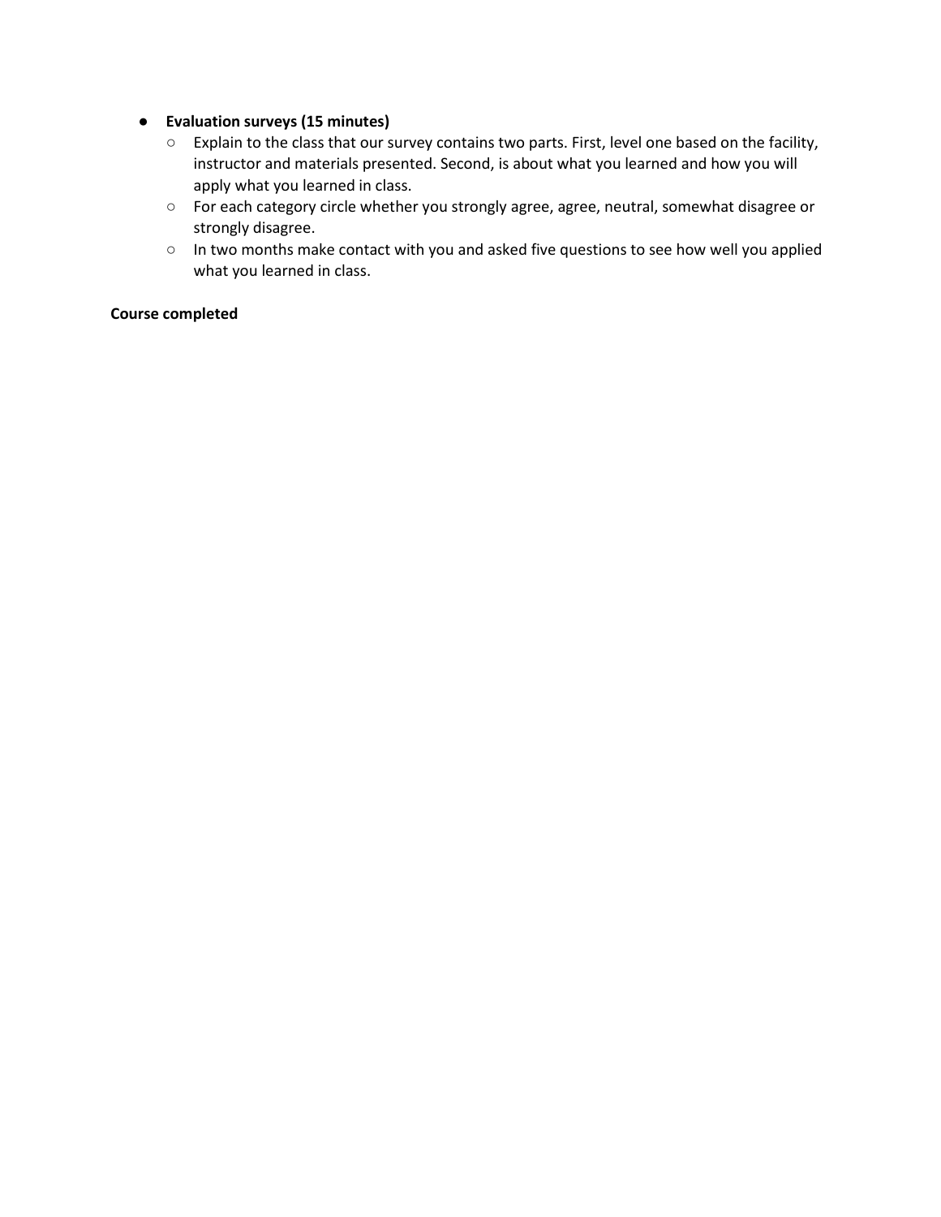- **Evaluation surveys (15 minutes)**
  - Explain to the class that our survey contains two parts. First, level one based on the facility, instructor and materials presented. Second, is about what you learned and how you will apply what you learned in class.
  - For each category circle whether you strongly agree, agree, neutral, somewhat disagree or strongly disagree.
  - In two months make contact with you and asked five questions to see how well you applied what you learned in class.

**Course completed**